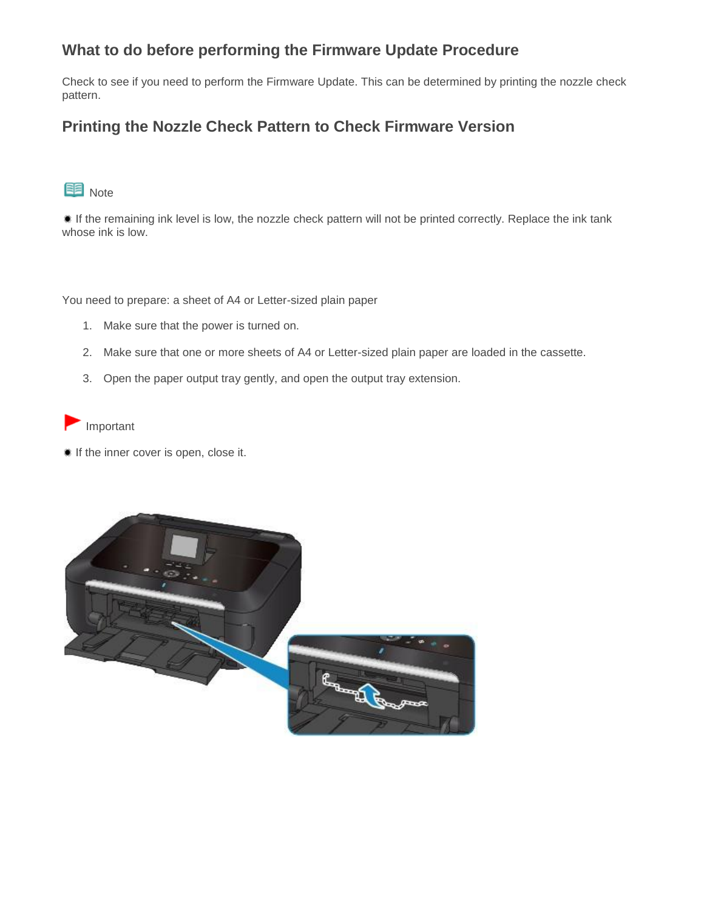## What to do before performing the Firmware Update Procedure

Check to see if you need to perform the Firmware Update. This can be determined by printing the nozzle check pattern.

## Printing the Nozzle Check Pattern to Check Firmware Version

Note

- If the remaining ink level is low, the nozzle check pattern will not be printed correctly. Replace the ink tank whose ink is low.

You need to prepare: a sheet of A4 or Letter-sized plain paper

1. Make sure that the power is turned on.
2. Make sure that one or more sheets of A4 or Letter-sized plain paper are loaded in the cassette.
3. Open the paper output tray gently, and open the output tray extension.

Important

- If the inner cover is open, close it.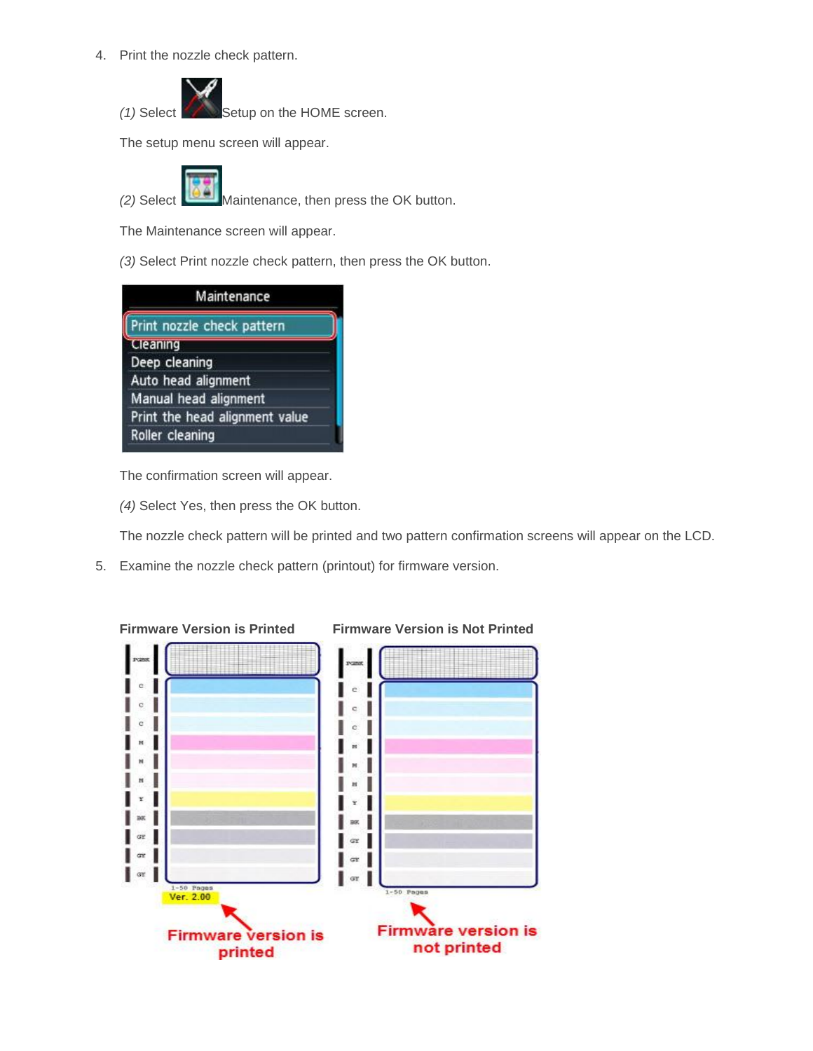4. Print the nozzle check pattern.

   *(1)* Select Setup on the HOME screen.

   The setup menu screen will appear.

   *(2)* Select Maintenance, then press the OK button.

   The Maintenance screen will appear.

   *(3)* Select Print nozzle check pattern, then press the OK button.

   Maintenance

   - Print nozzle check pattern
   - Cleaning
   - Deep cleaning
   - Auto head alignment
   - Manual head alignment
   - Print the head alignment value
   - Roller cleaning

   The confirmation screen will appear.

   *(4)* Select Yes, then press the OK button.

   The nozzle check pattern will be printed and two pattern confirmation screens will appear on the LCD.

5. Examine the nozzle check pattern (printout) for firmware version.

**Firmware Version is Printed**

Ver. 2.00

Firmware version is printed

**Firmware Version is Not Printed**

Firmware version is not printed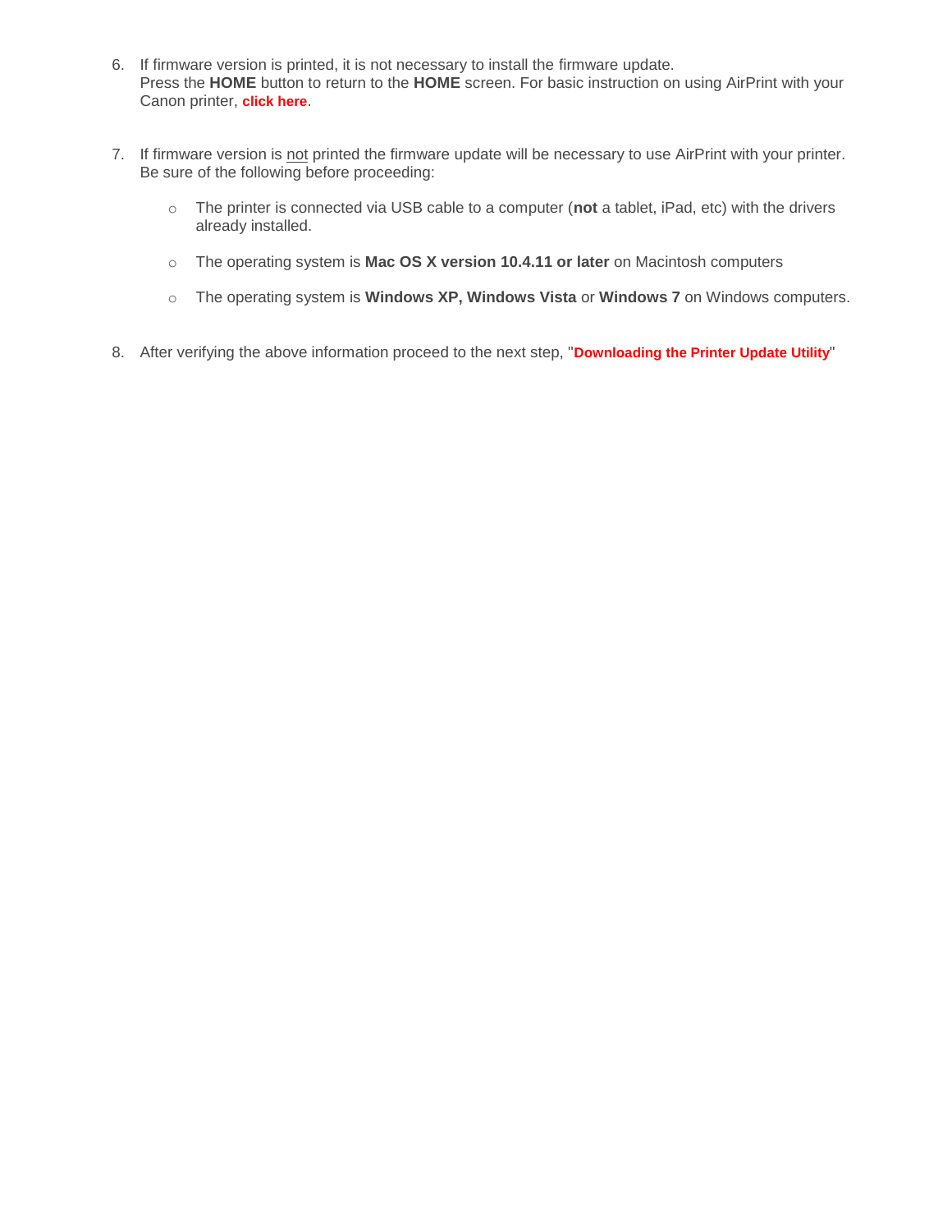6. If firmware version is printed, it is not necessary to install the firmware update.
   Press the **HOME** button to return to the **HOME** screen. For basic instruction on using AirPrint with your Canon printer, **click here**.

7. If firmware version is <u>not</u> printed the firmware update will be necessary to use AirPrint with your printer. Be sure of the following before proceeding:

   - The printer is connected via USB cable to a computer (**not** a tablet, iPad, etc) with the drivers already installed.

   - The operating system is **Mac OS X version 10.4.11 or later** on Macintosh computers

   - The operating system is **Windows XP, Windows Vista** or **Windows 7** on Windows computers.

8. After verifying the above information proceed to the next step, "**Downloading the Printer Update Utility**"